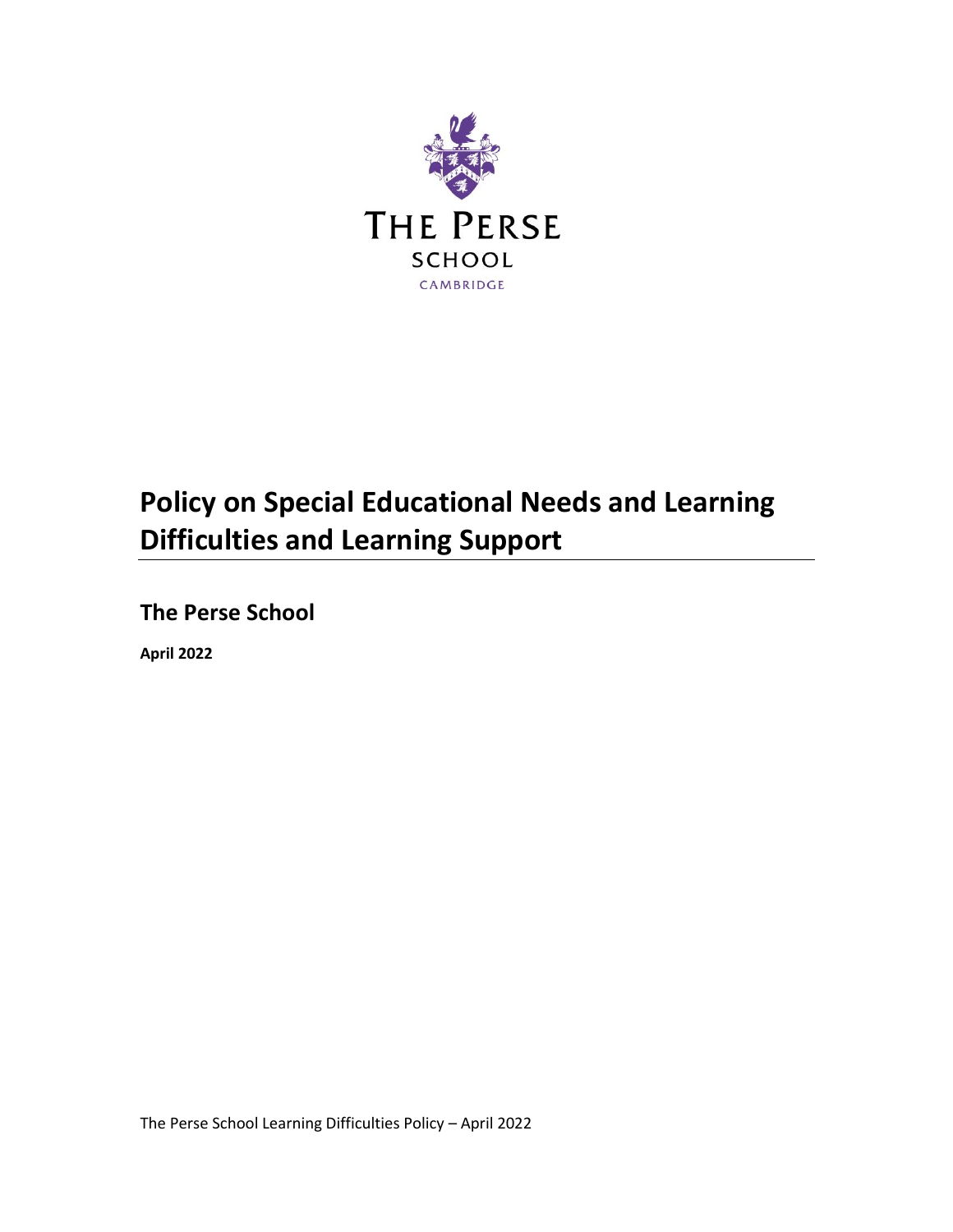THE PERSE
SCHOOL
CAMBRIDGE

# Policy on Special Educational Needs and Learning Difficulties and Learning Support

## The Perse School

**April 2022**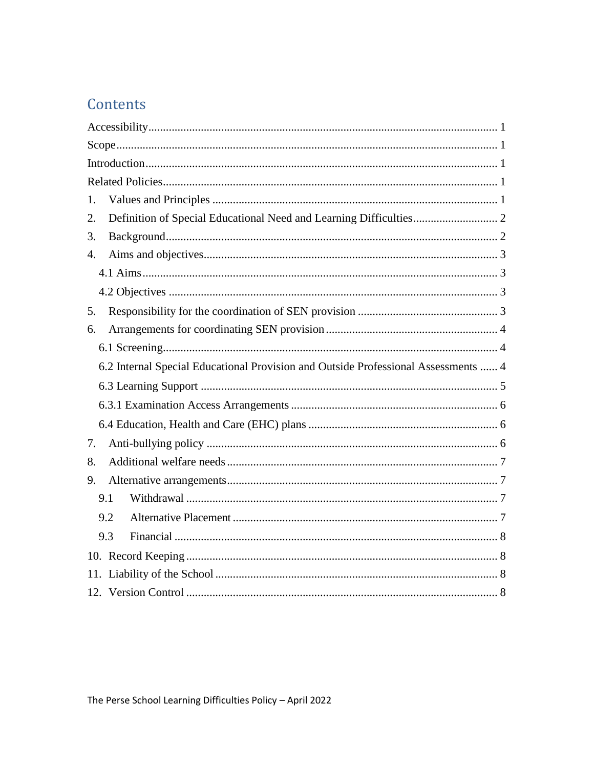## Contents

Accessibility ........................................................................................................ 1
Scope ................................................................................................................. 1
Introduction ........................................................................................................ 1
Related Policies .................................................................................................. 1
1. Values and Principles ..................................................................................... 1
2. Definition of Special Educational Need and Learning Difficulties ..................... 2
3. Background .................................................................................................... 2
4. Aims and objectives ........................................................................................ 3
   4.1 Aims ......................................................................................................... 3
   4.2 Objectives ................................................................................................ 3
5. Responsibility for the coordination of SEN provision ........................................ 3
6. Arrangements for coordinating SEN provision ................................................. 4
   6.1 Screening .................................................................................................. 4
   6.2 Internal Special Educational Provision and Outside Professional Assessments ...... 4
   6.3 Learning Support ........................................................................................ 5
   6.3.1 Examination Access Arrangements .......................................................... 6
   6.4 Education, Health and Care (EHC) plans .................................................... 6
7. Anti-bullying policy .......................................................................................... 6
8. Additional welfare needs .................................................................................. 7
9. Alternative arrangements ................................................................................. 7
   9.1 Withdrawal ................................................................................................ 7
   9.2 Alternative Placement ................................................................................ 7
   9.3 Financial .................................................................................................... 8
10. Record Keeping ............................................................................................. 8
11. Liability of the School .................................................................................... 8
12. Version Control ............................................................................................. 8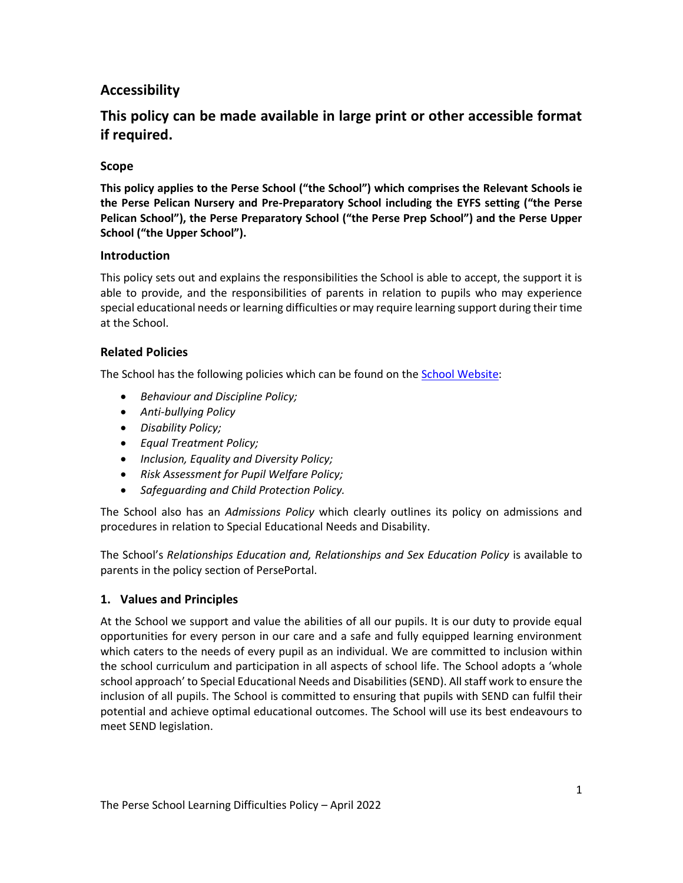## Accessibility

## This policy can be made available in large print or other accessible format if required.

### Scope

**This policy applies to the Perse School ("the School") which comprises the Relevant Schools ie the Perse Pelican Nursery and Pre-Preparatory School including the EYFS setting ("the Perse Pelican School"), the Perse Preparatory School ("the Perse Prep School") and the Perse Upper School ("the Upper School").**

### Introduction

This policy sets out and explains the responsibilities the School is able to accept, the support it is able to provide, and the responsibilities of parents in relation to pupils who may experience special educational needs or learning difficulties or may require learning support during their time at the School.

### Related Policies

The School has the following policies which can be found on the School Website:

- *Behaviour and Discipline Policy;*
- *Anti-bullying Policy*
- *Disability Policy;*
- *Equal Treatment Policy;*
- *Inclusion, Equality and Diversity Policy;*
- *Risk Assessment for Pupil Welfare Policy;*
- *Safeguarding and Child Protection Policy.*

The School also has an *Admissions Policy* which clearly outlines its policy on admissions and procedures in relation to Special Educational Needs and Disability.

The School's *Relationships Education and, Relationships and Sex Education Policy* is available to parents in the policy section of PersePortal.

### 1. Values and Principles

At the School we support and value the abilities of all our pupils. It is our duty to provide equal opportunities for every person in our care and a safe and fully equipped learning environment which caters to the needs of every pupil as an individual. We are committed to inclusion within the school curriculum and participation in all aspects of school life. The School adopts a 'whole school approach' to Special Educational Needs and Disabilities (SEND). All staff work to ensure the inclusion of all pupils. The School is committed to ensuring that pupils with SEND can fulfil their potential and achieve optimal educational outcomes. The School will use its best endeavours to meet SEND legislation.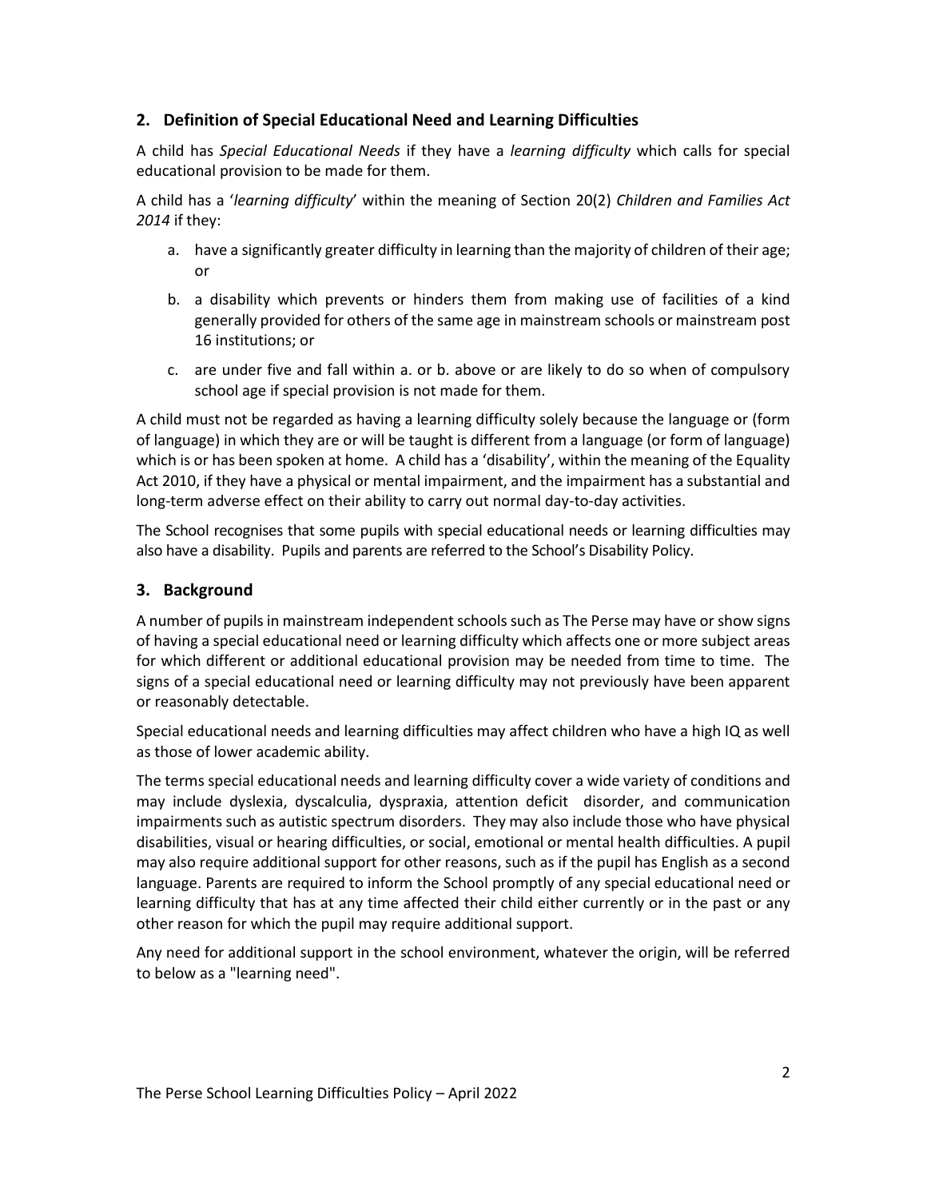## 2. Definition of Special Educational Need and Learning Difficulties

A child has *Special Educational Needs* if they have a *learning difficulty* which calls for special educational provision to be made for them.

A child has a '*learning difficulty*' within the meaning of Section 20(2) *Children and Families Act 2014* if they:

a. have a significantly greater difficulty in learning than the majority of children of their age; or

b. a disability which prevents or hinders them from making use of facilities of a kind generally provided for others of the same age in mainstream schools or mainstream post 16 institutions; or

c. are under five and fall within a. or b. above or are likely to do so when of compulsory school age if special provision is not made for them.

A child must not be regarded as having a learning difficulty solely because the language or (form of language) in which they are or will be taught is different from a language (or form of language) which is or has been spoken at home. A child has a 'disability', within the meaning of the Equality Act 2010, if they have a physical or mental impairment, and the impairment has a substantial and long-term adverse effect on their ability to carry out normal day-to-day activities.

The School recognises that some pupils with special educational needs or learning difficulties may also have a disability. Pupils and parents are referred to the School's Disability Policy.

## 3. Background

A number of pupils in mainstream independent schools such as The Perse may have or show signs of having a special educational need or learning difficulty which affects one or more subject areas for which different or additional educational provision may be needed from time to time. The signs of a special educational need or learning difficulty may not previously have been apparent or reasonably detectable.

Special educational needs and learning difficulties may affect children who have a high IQ as well as those of lower academic ability.

The terms special educational needs and learning difficulty cover a wide variety of conditions and may include dyslexia, dyscalculia, dyspraxia, attention deficit disorder, and communication impairments such as autistic spectrum disorders. They may also include those who have physical disabilities, visual or hearing difficulties, or social, emotional or mental health difficulties. A pupil may also require additional support for other reasons, such as if the pupil has English as a second language. Parents are required to inform the School promptly of any special educational need or learning difficulty that has at any time affected their child either currently or in the past or any other reason for which the pupil may require additional support.

Any need for additional support in the school environment, whatever the origin, will be referred to below as a "learning need".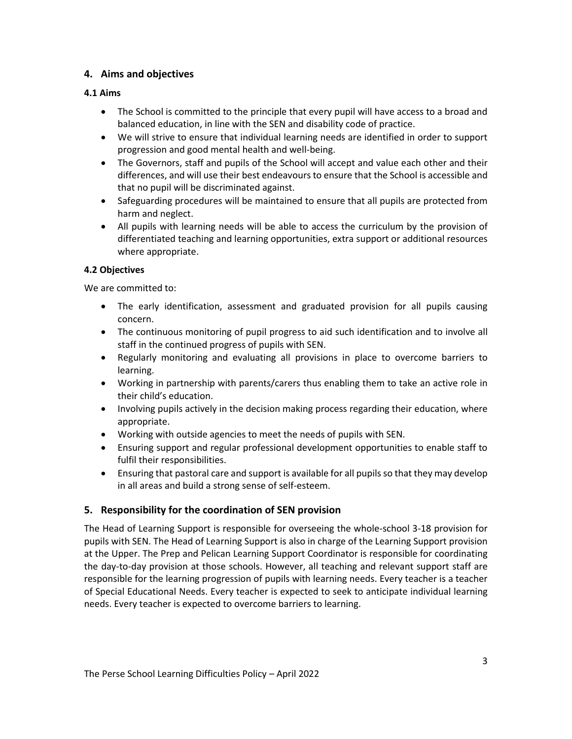## 4. Aims and objectives

### 4.1 Aims

- The School is committed to the principle that every pupil will have access to a broad and balanced education, in line with the SEN and disability code of practice.
- We will strive to ensure that individual learning needs are identified in order to support progression and good mental health and well-being.
- The Governors, staff and pupils of the School will accept and value each other and their differences, and will use their best endeavours to ensure that the School is accessible and that no pupil will be discriminated against.
- Safeguarding procedures will be maintained to ensure that all pupils are protected from harm and neglect.
- All pupils with learning needs will be able to access the curriculum by the provision of differentiated teaching and learning opportunities, extra support or additional resources where appropriate.

### 4.2 Objectives

We are committed to:

- The early identification, assessment and graduated provision for all pupils causing concern.
- The continuous monitoring of pupil progress to aid such identification and to involve all staff in the continued progress of pupils with SEN.
- Regularly monitoring and evaluating all provisions in place to overcome barriers to learning.
- Working in partnership with parents/carers thus enabling them to take an active role in their child's education.
- Involving pupils actively in the decision making process regarding their education, where appropriate.
- Working with outside agencies to meet the needs of pupils with SEN.
- Ensuring support and regular professional development opportunities to enable staff to fulfil their responsibilities.
- Ensuring that pastoral care and support is available for all pupils so that they may develop in all areas and build a strong sense of self-esteem.

## 5. Responsibility for the coordination of SEN provision

The Head of Learning Support is responsible for overseeing the whole-school 3-18 provision for pupils with SEN. The Head of Learning Support is also in charge of the Learning Support provision at the Upper. The Prep and Pelican Learning Support Coordinator is responsible for coordinating the day-to-day provision at those schools. However, all teaching and relevant support staff are responsible for the learning progression of pupils with learning needs. Every teacher is a teacher of Special Educational Needs. Every teacher is expected to seek to anticipate individual learning needs. Every teacher is expected to overcome barriers to learning.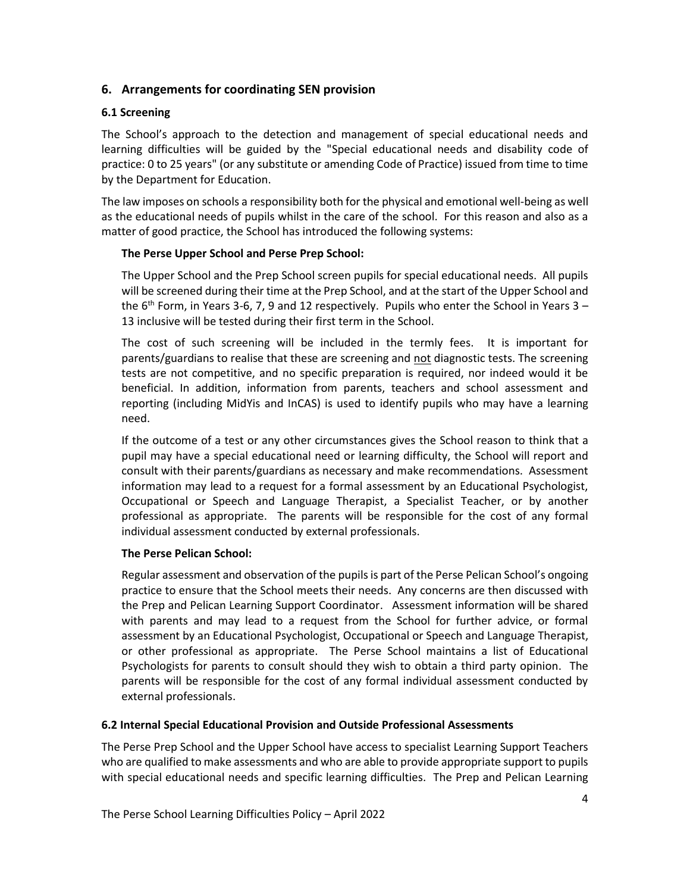## 6. Arrangements for coordinating SEN provision

### 6.1 Screening

The School's approach to the detection and management of special educational needs and learning difficulties will be guided by the "Special educational needs and disability code of practice: 0 to 25 years" (or any substitute or amending Code of Practice) issued from time to time by the Department for Education.

The law imposes on schools a responsibility both for the physical and emotional well-being as well as the educational needs of pupils whilst in the care of the school. For this reason and also as a matter of good practice, the School has introduced the following systems:

**The Perse Upper School and Perse Prep School:**

The Upper School and the Prep School screen pupils for special educational needs. All pupils will be screened during their time at the Prep School, and at the start of the Upper School and the 6th Form, in Years 3-6, 7, 9 and 12 respectively. Pupils who enter the School in Years 3 – 13 inclusive will be tested during their first term in the School.

The cost of such screening will be included in the termly fees. It is important for parents/guardians to realise that these are screening and not diagnostic tests. The screening tests are not competitive, and no specific preparation is required, nor indeed would it be beneficial. In addition, information from parents, teachers and school assessment and reporting (including MidYis and InCAS) is used to identify pupils who may have a learning need.

If the outcome of a test or any other circumstances gives the School reason to think that a pupil may have a special educational need or learning difficulty, the School will report and consult with their parents/guardians as necessary and make recommendations. Assessment information may lead to a request for a formal assessment by an Educational Psychologist, Occupational or Speech and Language Therapist, a Specialist Teacher, or by another professional as appropriate. The parents will be responsible for the cost of any formal individual assessment conducted by external professionals.

**The Perse Pelican School:**

Regular assessment and observation of the pupils is part of the Perse Pelican School's ongoing practice to ensure that the School meets their needs. Any concerns are then discussed with the Prep and Pelican Learning Support Coordinator. Assessment information will be shared with parents and may lead to a request from the School for further advice, or formal assessment by an Educational Psychologist, Occupational or Speech and Language Therapist, or other professional as appropriate. The Perse School maintains a list of Educational Psychologists for parents to consult should they wish to obtain a third party opinion. The parents will be responsible for the cost of any formal individual assessment conducted by external professionals.

### 6.2 Internal Special Educational Provision and Outside Professional Assessments

The Perse Prep School and the Upper School have access to specialist Learning Support Teachers who are qualified to make assessments and who are able to provide appropriate support to pupils with special educational needs and specific learning difficulties. The Prep and Pelican Learning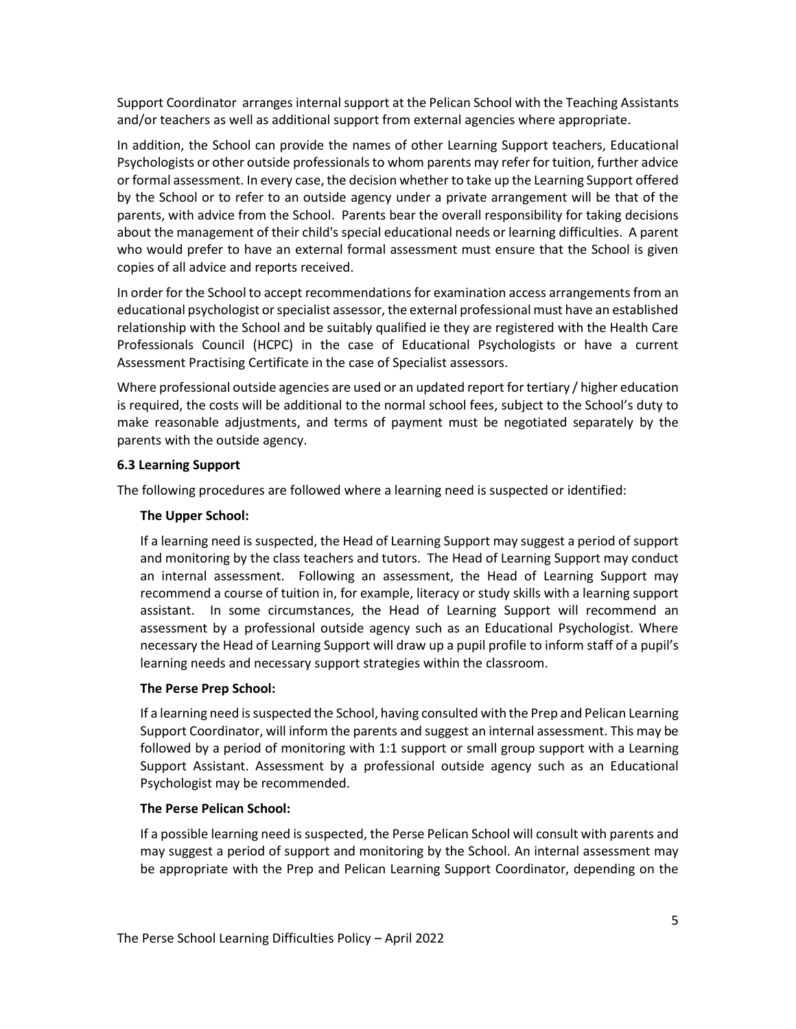Support Coordinator arranges internal support at the Pelican School with the Teaching Assistants and/or teachers as well as additional support from external agencies where appropriate.

In addition, the School can provide the names of other Learning Support teachers, Educational Psychologists or other outside professionals to whom parents may refer for tuition, further advice or formal assessment. In every case, the decision whether to take up the Learning Support offered by the School or to refer to an outside agency under a private arrangement will be that of the parents, with advice from the School. Parents bear the overall responsibility for taking decisions about the management of their child's special educational needs or learning difficulties. A parent who would prefer to have an external formal assessment must ensure that the School is given copies of all advice and reports received.

In order for the School to accept recommendations for examination access arrangements from an educational psychologist or specialist assessor, the external professional must have an established relationship with the School and be suitably qualified ie they are registered with the Health Care Professionals Council (HCPC) in the case of Educational Psychologists or have a current Assessment Practising Certificate in the case of Specialist assessors.

Where professional outside agencies are used or an updated report for tertiary / higher education is required, the costs will be additional to the normal school fees, subject to the School's duty to make reasonable adjustments, and terms of payment must be negotiated separately by the parents with the outside agency.

### 6.3 Learning Support

The following procedures are followed where a learning need is suspected or identified:

**The Upper School:**

If a learning need is suspected, the Head of Learning Support may suggest a period of support and monitoring by the class teachers and tutors. The Head of Learning Support may conduct an internal assessment. Following an assessment, the Head of Learning Support may recommend a course of tuition in, for example, literacy or study skills with a learning support assistant. In some circumstances, the Head of Learning Support will recommend an assessment by a professional outside agency such as an Educational Psychologist. Where necessary the Head of Learning Support will draw up a pupil profile to inform staff of a pupil's learning needs and necessary support strategies within the classroom.

**The Perse Prep School:**

If a learning need is suspected the School, having consulted with the Prep and Pelican Learning Support Coordinator, will inform the parents and suggest an internal assessment. This may be followed by a period of monitoring with 1:1 support or small group support with a Learning Support Assistant. Assessment by a professional outside agency such as an Educational Psychologist may be recommended.

**The Perse Pelican School:**

If a possible learning need is suspected, the Perse Pelican School will consult with parents and may suggest a period of support and monitoring by the School. An internal assessment may be appropriate with the Prep and Pelican Learning Support Coordinator, depending on the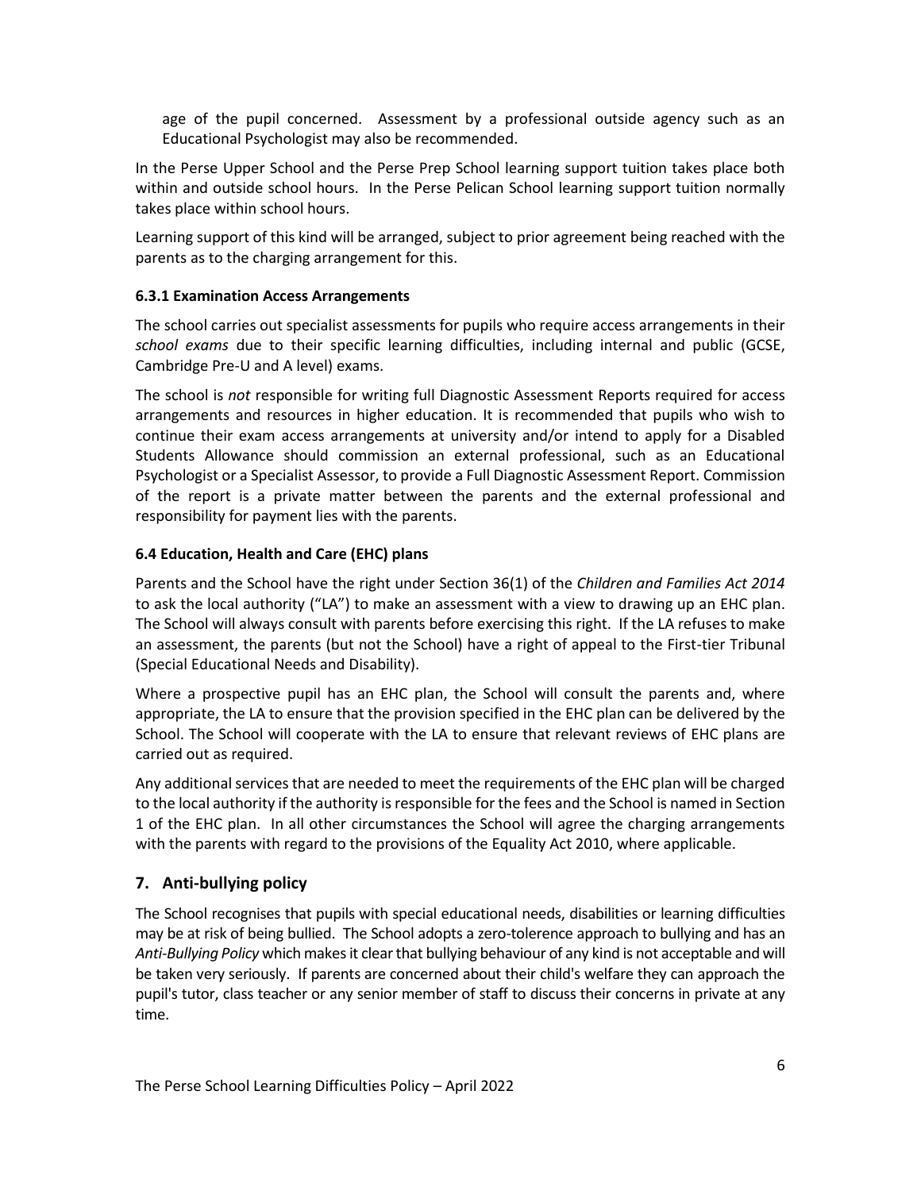age of the pupil concerned. Assessment by a professional outside agency such as an Educational Psychologist may also be recommended.

In the Perse Upper School and the Perse Prep School learning support tuition takes place both within and outside school hours. In the Perse Pelican School learning support tuition normally takes place within school hours.

Learning support of this kind will be arranged, subject to prior agreement being reached with the parents as to the charging arrangement for this.

#### 6.3.1 Examination Access Arrangements

The school carries out specialist assessments for pupils who require access arrangements in their *school exams* due to their specific learning difficulties, including internal and public (GCSE, Cambridge Pre-U and A level) exams.

The school is *not* responsible for writing full Diagnostic Assessment Reports required for access arrangements and resources in higher education. It is recommended that pupils who wish to continue their exam access arrangements at university and/or intend to apply for a Disabled Students Allowance should commission an external professional, such as an Educational Psychologist or a Specialist Assessor, to provide a Full Diagnostic Assessment Report. Commission of the report is a private matter between the parents and the external professional and responsibility for payment lies with the parents.

#### 6.4 Education, Health and Care (EHC) plans

Parents and the School have the right under Section 36(1) of the *Children and Families Act 2014* to ask the local authority ("LA") to make an assessment with a view to drawing up an EHC plan. The School will always consult with parents before exercising this right. If the LA refuses to make an assessment, the parents (but not the School) have a right of appeal to the First-tier Tribunal (Special Educational Needs and Disability).

Where a prospective pupil has an EHC plan, the School will consult the parents and, where appropriate, the LA to ensure that the provision specified in the EHC plan can be delivered by the School. The School will cooperate with the LA to ensure that relevant reviews of EHC plans are carried out as required.

Any additional services that are needed to meet the requirements of the EHC plan will be charged to the local authority if the authority is responsible for the fees and the School is named in Section 1 of the EHC plan. In all other circumstances the School will agree the charging arrangements with the parents with regard to the provisions of the Equality Act 2010, where applicable.

## 7. Anti-bullying policy

The School recognises that pupils with special educational needs, disabilities or learning difficulties may be at risk of being bullied. The School adopts a zero-tolerence approach to bullying and has an *Anti-Bullying Policy* which makes it clear that bullying behaviour of any kind is not acceptable and will be taken very seriously. If parents are concerned about their child's welfare they can approach the pupil's tutor, class teacher or any senior member of staff to discuss their concerns in private at any time.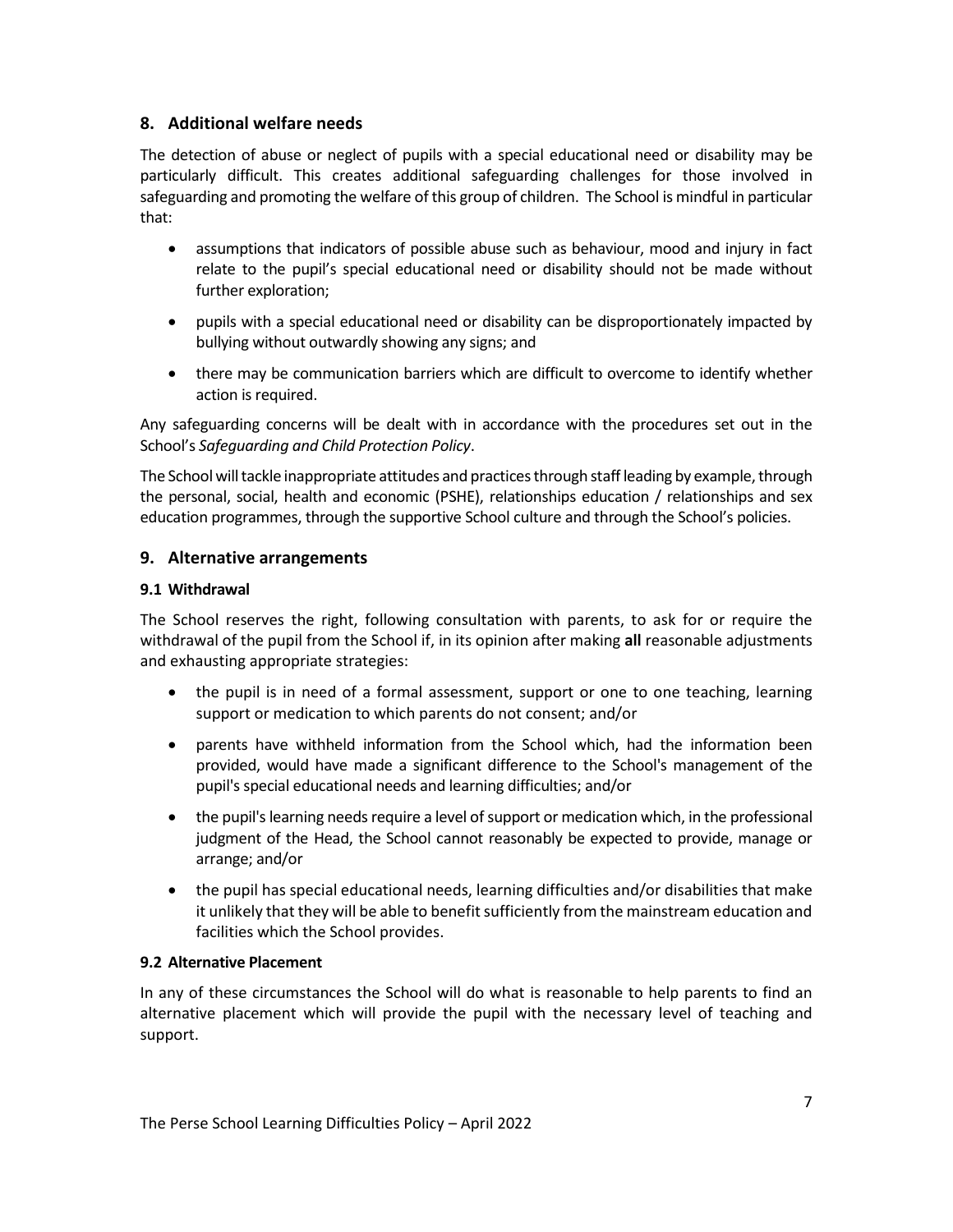## 8. Additional welfare needs

The detection of abuse or neglect of pupils with a special educational need or disability may be particularly difficult. This creates additional safeguarding challenges for those involved in safeguarding and promoting the welfare of this group of children. The School is mindful in particular that:

- assumptions that indicators of possible abuse such as behaviour, mood and injury in fact relate to the pupil's special educational need or disability should not be made without further exploration;
- pupils with a special educational need or disability can be disproportionately impacted by bullying without outwardly showing any signs; and
- there may be communication barriers which are difficult to overcome to identify whether action is required.

Any safeguarding concerns will be dealt with in accordance with the procedures set out in the School's *Safeguarding and Child Protection Policy*.

The School will tackle inappropriate attitudes and practices through staff leading by example, through the personal, social, health and economic (PSHE), relationships education / relationships and sex education programmes, through the supportive School culture and through the School's policies.

## 9. Alternative arrangements

### 9.1 Withdrawal

The School reserves the right, following consultation with parents, to ask for or require the withdrawal of the pupil from the School if, in its opinion after making **all** reasonable adjustments and exhausting appropriate strategies:

- the pupil is in need of a formal assessment, support or one to one teaching, learning support or medication to which parents do not consent; and/or
- parents have withheld information from the School which, had the information been provided, would have made a significant difference to the School's management of the pupil's special educational needs and learning difficulties; and/or
- the pupil's learning needs require a level of support or medication which, in the professional judgment of the Head, the School cannot reasonably be expected to provide, manage or arrange; and/or
- the pupil has special educational needs, learning difficulties and/or disabilities that make it unlikely that they will be able to benefit sufficiently from the mainstream education and facilities which the School provides.

### 9.2 Alternative Placement

In any of these circumstances the School will do what is reasonable to help parents to find an alternative placement which will provide the pupil with the necessary level of teaching and support.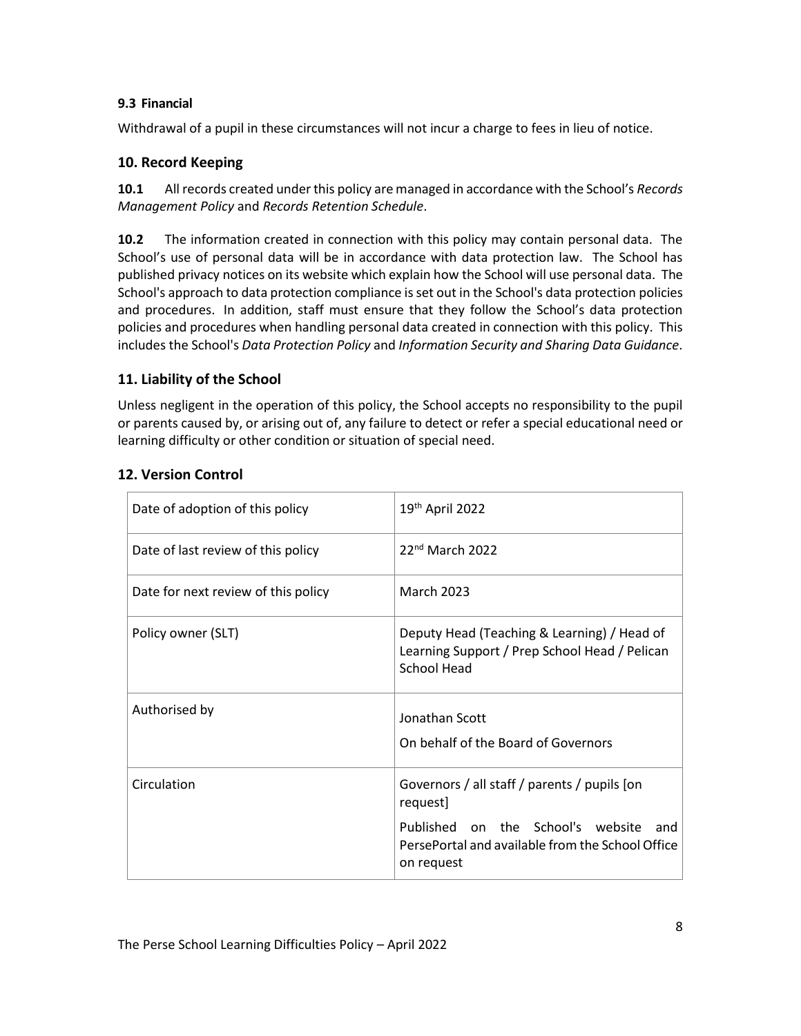### 9.3 Financial

Withdrawal of a pupil in these circumstances will not incur a charge to fees in lieu of notice.

## 10. Record Keeping

**10.1** All records created under this policy are managed in accordance with the School's *Records Management Policy* and *Records Retention Schedule*.

**10.2** The information created in connection with this policy may contain personal data. The School's use of personal data will be in accordance with data protection law. The School has published privacy notices on its website which explain how the School will use personal data. The School's approach to data protection compliance is set out in the School's data protection policies and procedures. In addition, staff must ensure that they follow the School's data protection policies and procedures when handling personal data created in connection with this policy. This includes the School's *Data Protection Policy* and *Information Security and Sharing Data Guidance*.

## 11. Liability of the School

Unless negligent in the operation of this policy, the School accepts no responsibility to the pupil or parents caused by, or arising out of, any failure to detect or refer a special educational need or learning difficulty or other condition or situation of special need.

## 12. Version Control

| | |
|---|---|
| Date of adoption of this policy | 19th April 2022 |
| Date of last review of this policy | 22nd March 2022 |
| Date for next review of this policy | March 2023 |
| Policy owner (SLT) | Deputy Head (Teaching & Learning) / Head of Learning Support / Prep School Head / Pelican School Head |
| Authorised by | Jonathan Scott<br>On behalf of the Board of Governors |
| Circulation | Governors / all staff / parents / pupils [on request]<br>Published on the School's website and PersePortal and available from the School Office on request |